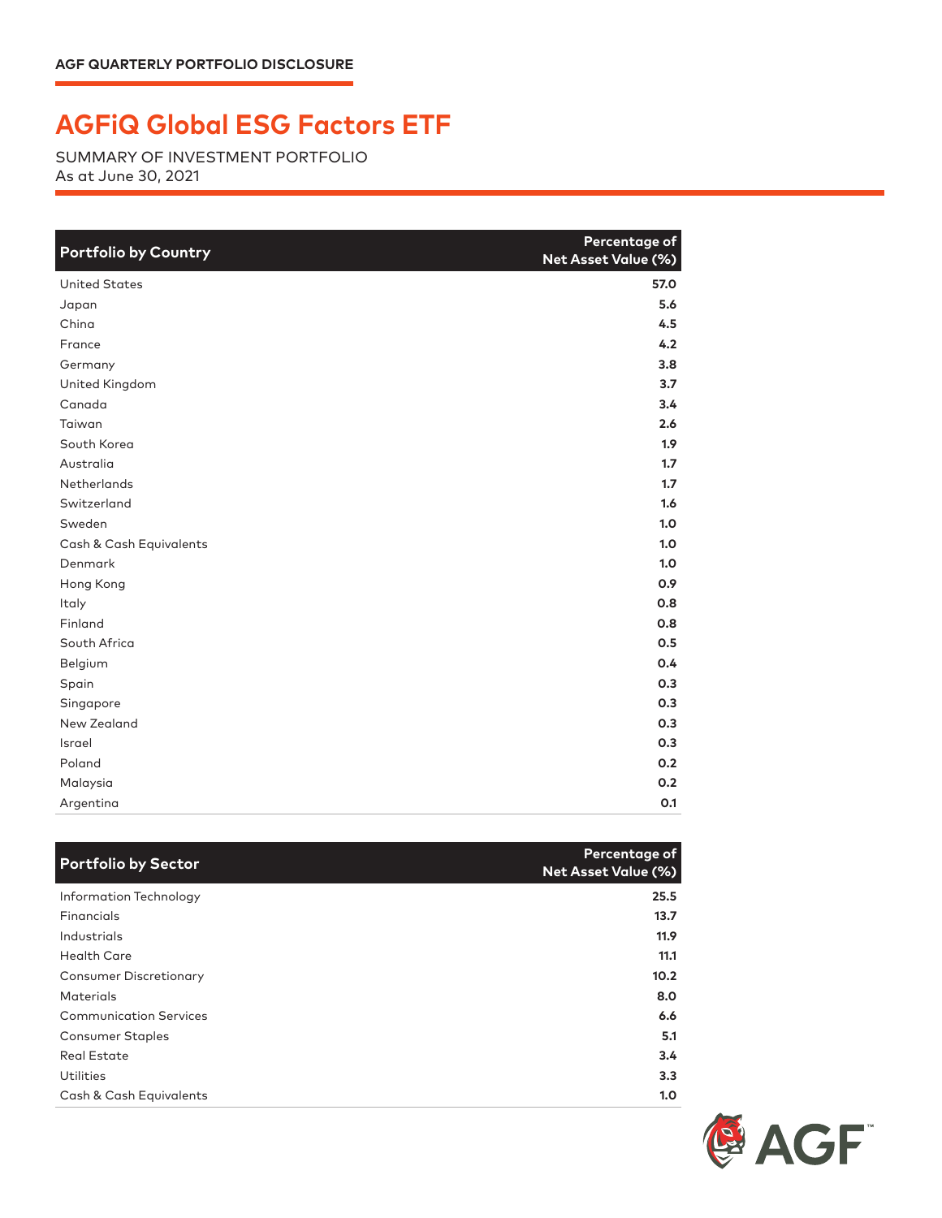AGF QUARTERLY PORTFOLIO DISCLOSURE

# AGFiQ Global ESG Factors ETF

SUMMARY OF INVESTMENT PORTFOLIO
As at June 30, 2021

| Portfolio by Country | Percentage of Net Asset Value (%) |
|---|---|
| United States | 57.0 |
| Japan | 5.6 |
| China | 4.5 |
| France | 4.2 |
| Germany | 3.8 |
| United Kingdom | 3.7 |
| Canada | 3.4 |
| Taiwan | 2.6 |
| South Korea | 1.9 |
| Australia | 1.7 |
| Netherlands | 1.7 |
| Switzerland | 1.6 |
| Sweden | 1.0 |
| Cash & Cash Equivalents | 1.0 |
| Denmark | 1.0 |
| Hong Kong | 0.9 |
| Italy | 0.8 |
| Finland | 0.8 |
| South Africa | 0.5 |
| Belgium | 0.4 |
| Spain | 0.3 |
| Singapore | 0.3 |
| New Zealand | 0.3 |
| Israel | 0.3 |
| Poland | 0.2 |
| Malaysia | 0.2 |
| Argentina | 0.1 |

| Portfolio by Sector | Percentage of Net Asset Value (%) |
|---|---|
| Information Technology | 25.5 |
| Financials | 13.7 |
| Industrials | 11.9 |
| Health Care | 11.1 |
| Consumer Discretionary | 10.2 |
| Materials | 8.0 |
| Communication Services | 6.6 |
| Consumer Staples | 5.1 |
| Real Estate | 3.4 |
| Utilities | 3.3 |
| Cash & Cash Equivalents | 1.0 |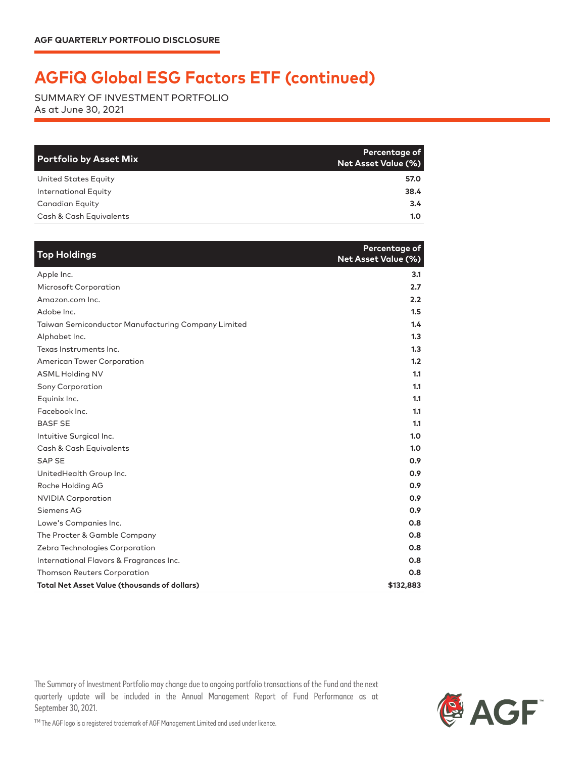AGF QUARTERLY PORTFOLIO DISCLOSURE

# AGFiQ Global ESG Factors ETF (continued)

SUMMARY OF INVESTMENT PORTFOLIO
As at June 30, 2021

| Portfolio by Asset Mix | Percentage of Net Asset Value (%) |
| --- | --- |
| United States Equity | **57.0** |
| International Equity | **38.4** |
| Canadian Equity | **3.4** |
| Cash & Cash Equivalents | **1.0** |

| Top Holdings | Percentage of Net Asset Value (%) |
| --- | --- |
| Apple Inc. | **3.1** |
| Microsoft Corporation | **2.7** |
| Amazon.com Inc. | **2.2** |
| Adobe Inc. | **1.5** |
| Taiwan Semiconductor Manufacturing Company Limited | **1.4** |
| Alphabet Inc. | **1.3** |
| Texas Instruments Inc. | **1.3** |
| American Tower Corporation | **1.2** |
| ASML Holding NV | **1.1** |
| Sony Corporation | **1.1** |
| Equinix Inc. | **1.1** |
| Facebook Inc. | **1.1** |
| BASF SE | **1.1** |
| Intuitive Surgical Inc. | **1.0** |
| Cash & Cash Equivalents | **1.0** |
| SAP SE | **0.9** |
| UnitedHealth Group Inc. | **0.9** |
| Roche Holding AG | **0.9** |
| NVIDIA Corporation | **0.9** |
| Siemens AG | **0.9** |
| Lowe's Companies Inc. | **0.8** |
| The Procter & Gamble Company | **0.8** |
| Zebra Technologies Corporation | **0.8** |
| International Flavors & Fragrances Inc. | **0.8** |
| Thomson Reuters Corporation | **0.8** |
| **Total Net Asset Value (thousands of dollars)** | **$132,883** |

The Summary of Investment Portfolio may change due to ongoing portfolio transactions of the Fund and the next quarterly update will be included in the Annual Management Report of Fund Performance as at September 30, 2021.

TM The AGF logo is a registered trademark of AGF Management Limited and used under licence.